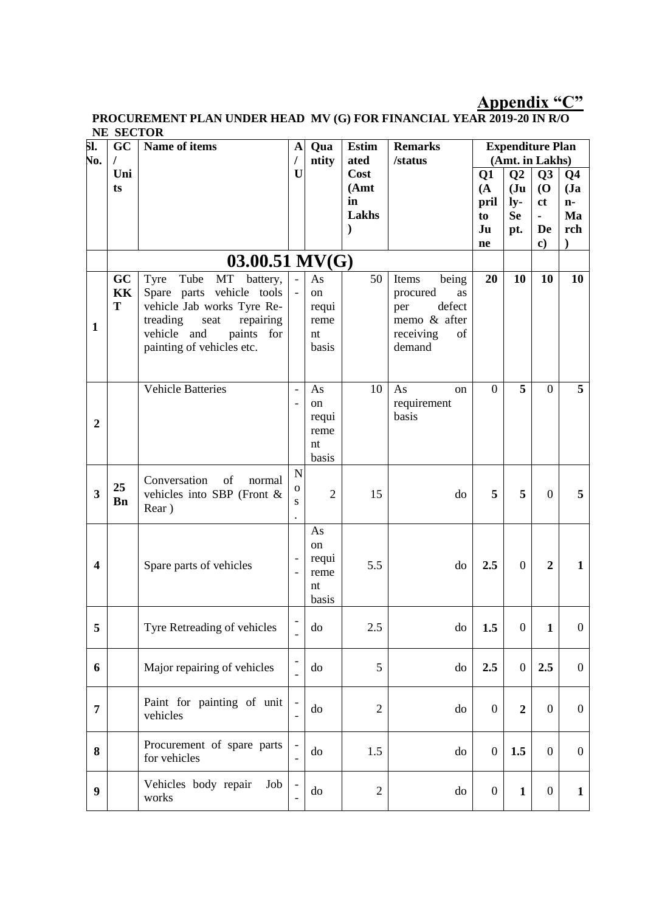## Appendix "C"

**PROCUREMENT PLAN UNDER HEAD MV (G) FOR FINANCIAL YEAR 2019-20 IN R/O NE SECTOR**

| Sl. No. | GC / Units | Name of items | A/U | Quantity | Estimated Cost (Amt in Lakhs) | Remarks /status | Expenditure Plan (Amt. in Lakhs) | | | |
|---|---|---|---|---|---|---|---|---|---|---|
| | | | | | | | Q1 (April to June | Q2 (July-Sept. | Q3 (Oct - Dec) | Q4 (Jan-March) |
| | **03.00.51 MV(G)** | | | | | | | | | |
| 1 | **GC KKT** | Tyre Tube MT battery, Spare parts vehicle tools vehicle Jab works Tyre Re-treading seat repairing vehicle and paints for painting of vehicles etc. | -- | As on requirement basis | 50 | Items being procured as per defect memo & after receiving of demand | **20** | **10** | **10** | **10** |
| 2 | | Vehicle Batteries | -- | As on requirement basis | 10 | As on requirement basis | 0 | **5** | 0 | **5** |
| 3 | **25 Bn** | Conversation of normal vehicles into SBP (Front & Rear ) | Nos. | 2 | 15 | do | **5** | **5** | 0 | **5** |
| 4 | | Spare parts of vehicles | -- | As on requirement basis | 5.5 | do | **2.5** | 0 | **2** | **1** |
| 5 | | Tyre Retreading of vehicles | -- | do | 2.5 | do | **1.5** | 0 | **1** | 0 |
| 6 | | Major repairing of vehicles | -- | do | 5 | do | **2.5** | 0 | **2.5** | 0 |
| 7 | | Paint for painting of unit vehicles | -- | do | 2 | do | 0 | **2** | 0 | 0 |
| 8 | | Procurement of spare parts for vehicles | -- | do | 1.5 | do | 0 | **1.5** | 0 | 0 |
| 9 | | Vehicles body repair Job works | -- | do | 2 | do | 0 | **1** | 0 | **1** |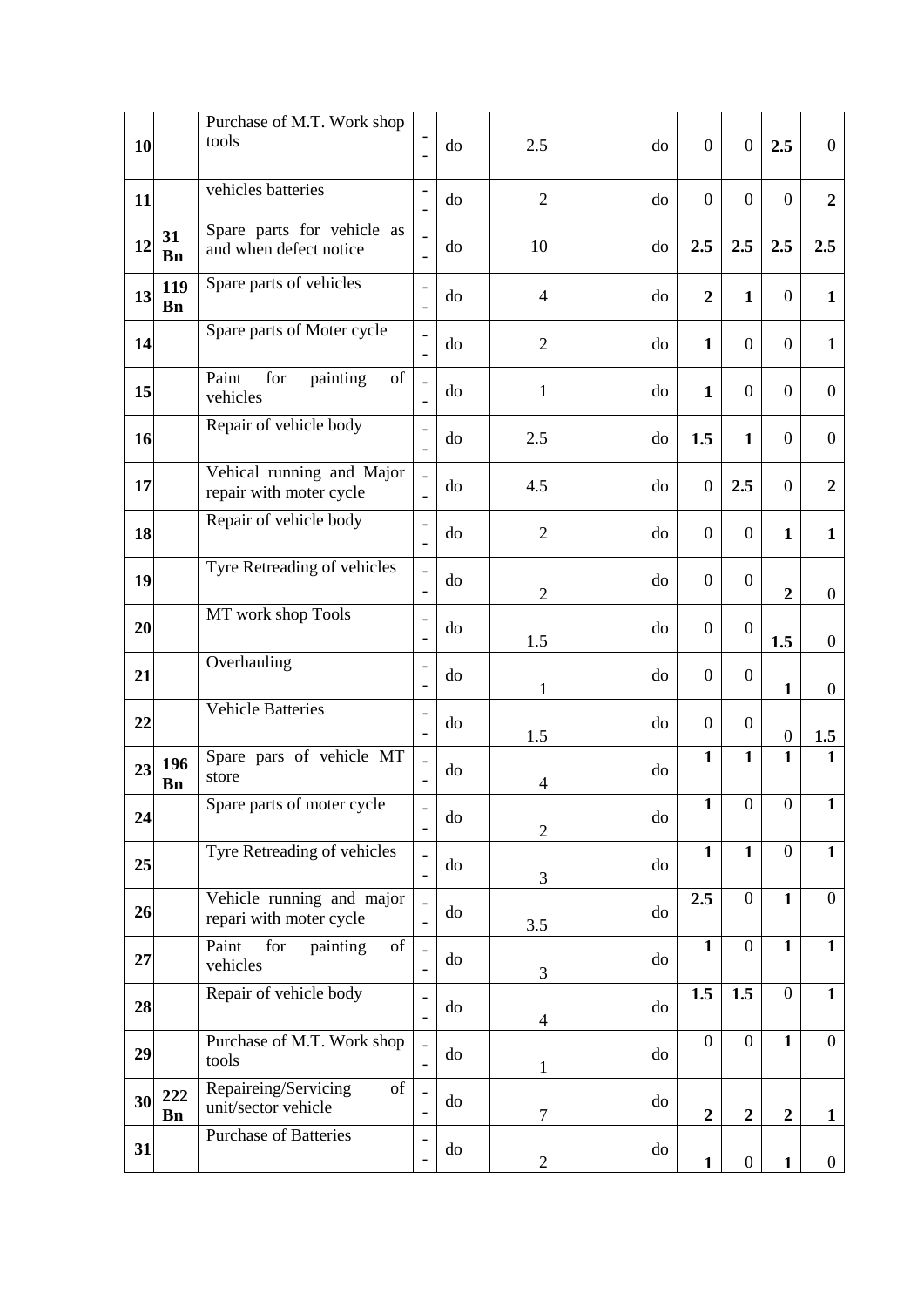| 10 | | Purchase of M.T. Work shop tools | - - | do | 2.5 | do | 0 | 0 | **2.5** | 0 |
|---|---|---|---|---|---|---|---|---|---|---|
| 11 | | vehicles batteries | - - | do | 2 | do | 0 | 0 | 0 | **2** |
| 12 | **31 Bn** | Spare parts for vehicle as and when defect notice | - - | do | 10 | do | **2.5** | **2.5** | **2.5** | **2.5** |
| 13 | **119 Bn** | Spare parts of vehicles | - - | do | 4 | do | **2** | **1** | 0 | **1** |
| 14 | | Spare parts of Moter cycle | - - | do | 2 | do | **1** | 0 | 0 | 1 |
| 15 | | Paint for painting of vehicles | - - | do | 1 | do | **1** | 0 | 0 | 0 |
| 16 | | Repair of vehicle body | - - | do | 2.5 | do | **1.5** | **1** | 0 | 0 |
| 17 | | Vehical running and Major repair with moter cycle | - - | do | 4.5 | do | 0 | **2.5** | 0 | **2** |
| 18 | | Repair of vehicle body | - - | do | 2 | do | 0 | 0 | **1** | **1** |
| 19 | | Tyre Retreading of vehicles | - - | do | 2 | do | 0 | 0 | **2** | 0 |
| 20 | | MT work shop Tools | - - | do | 1.5 | do | 0 | 0 | **1.5** | 0 |
| 21 | | Overhauling | - - | do | 1 | do | 0 | 0 | **1** | 0 |
| 22 | | Vehicle Batteries | - - | do | 1.5 | do | 0 | 0 | 0 | **1.5** |
| 23 | **196 Bn** | Spare pars of vehicle MT store | - - | do | 4 | do | **1** | **1** | **1** | **1** |
| 24 | | Spare parts of moter cycle | - - | do | 2 | do | **1** | 0 | 0 | **1** |
| 25 | | Tyre Retreading of vehicles | - - | do | 3 | do | **1** | **1** | 0 | **1** |
| 26 | | Vehicle running and major repari with moter cycle | - - | do | 3.5 | do | **2.5** | 0 | **1** | 0 |
| 27 | | Paint for painting of vehicles | - - | do | 3 | do | **1** | 0 | **1** | **1** |
| 28 | | Repair of vehicle body | - - | do | 4 | do | **1.5** | **1.5** | 0 | **1** |
| 29 | | Purchase of M.T. Work shop tools | - - | do | 1 | do | 0 | 0 | **1** | 0 |
| 30 | **222 Bn** | Repaireing/Servicing of unit/sector vehicle | - - | do | 7 | do | **2** | **2** | **2** | **1** |
| 31 | | Purchase of Batteries | - - | do | 2 | do | **1** | 0 | **1** | 0 |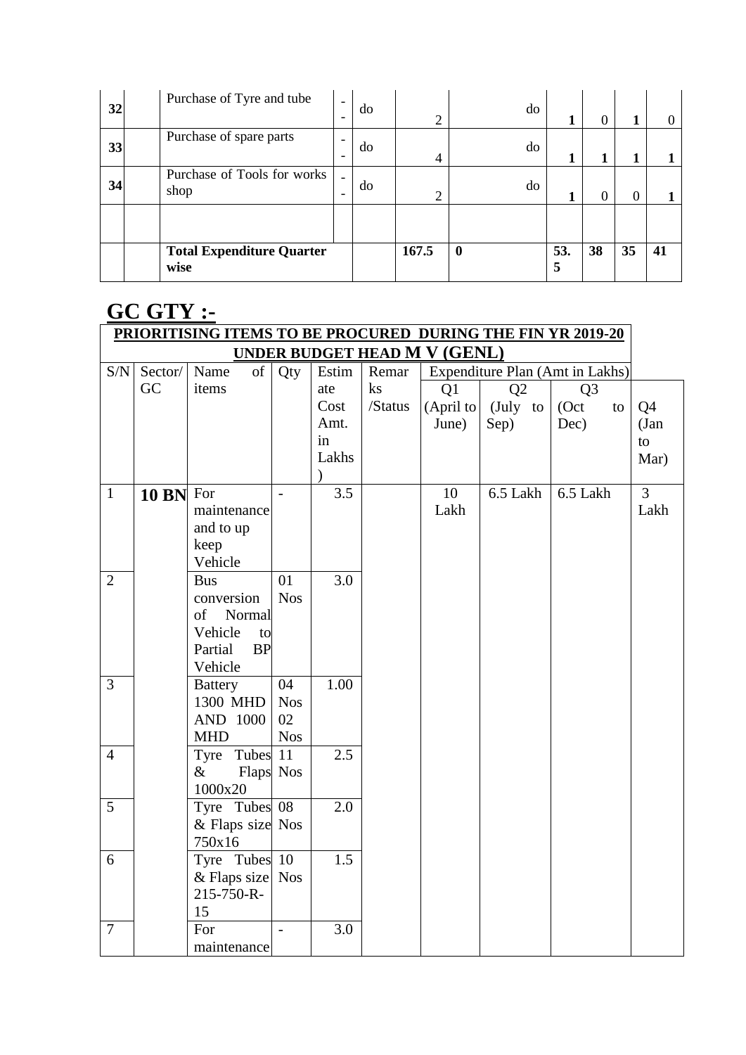| 32 | | Purchase of Tyre and tube | - - | do | 2 | do | 1 | 0 | 1 | 0 |
|---|---|---|---|---|---|---|---|---|---|---|
| 33 | | Purchase of spare parts | - - | do | 4 | do | 1 | 1 | 1 | 1 |
| 34 | | Purchase of Tools for works shop | - - | do | 2 | do | 1 | 0 | 0 | 1 |
| | | | | | | | | | | |
| | | **Total Expenditure Quarter wise** | | | **167.5** | **0** | **53.5** | **38** | **35** | **41** |

## GC GTY :-

**PRIORITISING ITEMS TO BE PROCURED DURING THE FIN YR 2019-20 UNDER BUDGET HEAD M V (GENL)**

| S/N | Sector/ GC | Name of items | Qty | Estimate Cost Amt. in Lakhs) | Remarks /Status | Expenditure Plan (Amt in Lakhs) | | | |
|---|---|---|---|---|---|---|---|---|---|
| | | | | | | Q1 (April to June) | Q2 (July to Sep) | Q3 (Oct to Dec) | Q4 (Jan to Mar) |
| 1 | **10 BN** | For maintenance and to up keep Vehicle | - | 3.5 | | 10 Lakh | 6.5 Lakh | 6.5 Lakh | 3 Lakh |
| 2 | | Bus conversion of Normal Vehicle to Partial BP Vehicle | 01 Nos | 3.0 | | | | | |
| 3 | | Battery 1300 MHD AND 1000 MHD | 04 Nos 02 Nos | 1.00 | | | | | |
| 4 | | Tyre Tubes & Flaps 1000x20 | 11 Nos | 2.5 | | | | | |
| 5 | | Tyre Tubes & Flaps size 750x16 | 08 Nos | 2.0 | | | | | |
| 6 | | Tyre Tubes & Flaps size 215-750-R-15 | 10 Nos | 1.5 | | | | | |
| 7 | | For maintenance | - | 3.0 | | | | | |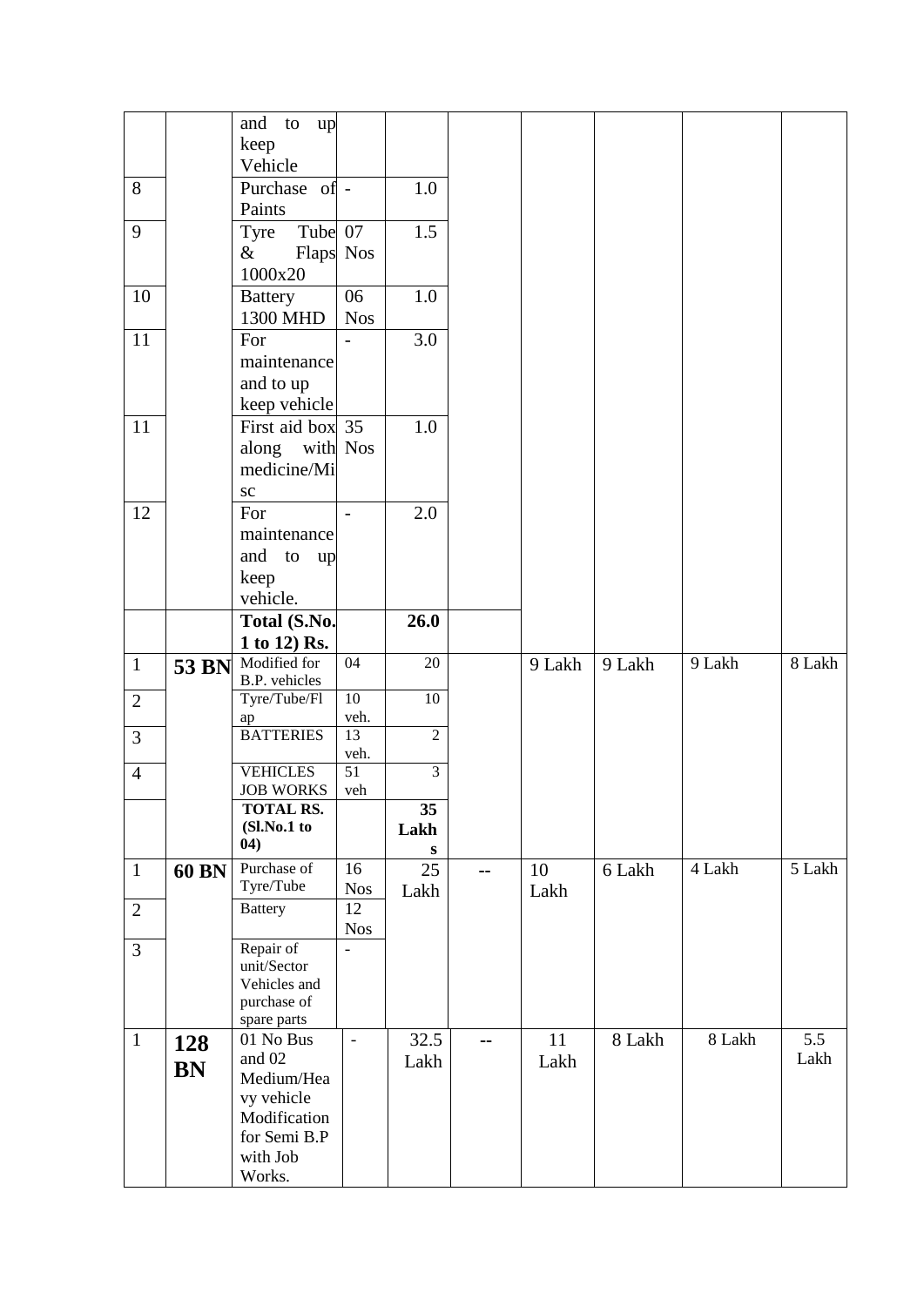|  |  |  |  |  |  |  |  |  |  |
|---|---|---|---|---|---|---|---|---|---|
|  |  | and to up keep Vehicle |  |  |  |  |  |  |  |
| 8 |  | Purchase of Paints | - | 1.0 |  |  |  |  |  |
| 9 |  | Tyre Tube & Flaps 1000x20 | 07 Nos | 1.5 |  |  |  |  |  |
| 10 |  | Battery 1300 MHD | 06 Nos | 1.0 |  |  |  |  |  |
| 11 |  | For maintenance and to up keep vehicle | - | 3.0 |  |  |  |  |  |
| 11 |  | First aid box along with medicine/Misc | 35 Nos | 1.0 |  |  |  |  |  |
| 12 |  | For maintenance and to up keep vehicle. | - | 2.0 |  |  |  |  |  |
|  |  | **Total (S.No. 1 to 12) Rs.** |  | **26.0** |  |  |  |  |  |
| 1 | **53 BN** | Modified for B.P. vehicles | 04 | 20 |  | 9 Lakh | 9 Lakh | 9 Lakh | 8 Lakh |
| 2 |  | Tyre/Tube/Flap | 10 veh. | 10 |  |  |  |  |  |
| 3 |  | BATTERIES | 13 veh. | 2 |  |  |  |  |  |
| 4 |  | VEHICLES JOB WORKS | 51 veh | 3 |  |  |  |  |  |
|  |  | **TOTAL RS. (Sl.No.1 to 04)** |  | **35 Lakhs** |  |  |  |  |  |
| 1 | **60 BN** | Purchase of Tyre/Tube | 16 Nos | 25 Lakh | -- | 10 Lakh | 6 Lakh | 4 Lakh | 5 Lakh |
| 2 |  | Battery | 12 Nos |  |  |  |  |  |  |
| 3 |  | Repair of unit/Sector Vehicles and purchase of spare parts | - |  |  |  |  |  |  |
| 1 | **128 BN** | 01 No Bus and 02 Medium/Heavy vehicle Modification for Semi B.P with Job Works. | - | 32.5 Lakh | -- | 11 Lakh | 8 Lakh | 8 Lakh | 5.5 Lakh |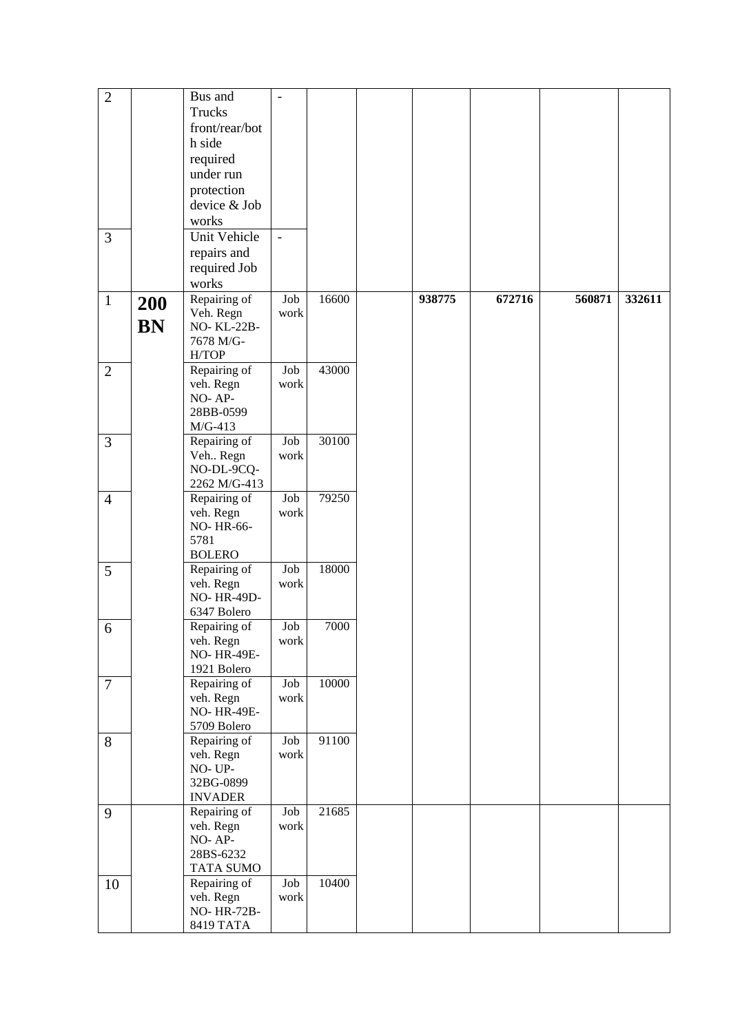| | | | | | | | | | |
|---|---|---|---|---|---|---|---|---|---|
| 2 | | Bus and Trucks front/rear/both side required under run protection device & Job works | - | | | | | | |
| 3 | | Unit Vehicle repairs and required Job works | - | | | | | | |
| 1 | **200 BN** | Repairing of Veh. Regn NO- KL-22B-7678 M/G-H/TOP | Job work | 16600 | | **938775** | **672716** | **560871** | **332611** |
| 2 | | Repairing of veh. Regn NO- AP-28BB-0599 M/G-413 | Job work | 43000 | | | | | |
| 3 | | Repairing of Veh.. Regn NO-DL-9CQ-2262 M/G-413 | Job work | 30100 | | | | | |
| 4 | | Repairing of veh. Regn NO- HR-66-5781 BOLERO | Job work | 79250 | | | | | |
| 5 | | Repairing of veh. Regn NO- HR-49D-6347 Bolero | Job work | 18000 | | | | | |
| 6 | | Repairing of veh. Regn NO- HR-49E-1921 Bolero | Job work | 7000 | | | | | |
| 7 | | Repairing of veh. Regn NO- HR-49E-5709 Bolero | Job work | 10000 | | | | | |
| 8 | | Repairing of veh. Regn NO- UP-32BG-0899 INVADER | Job work | 91100 | | | | | |
| 9 | | Repairing of veh. Regn NO- AP-28BS-6232 TATA SUMO | Job work | 21685 | | | | | |
| 10 | | Repairing of veh. Regn NO- HR-72B-8419 TATA | Job work | 10400 | | | | | |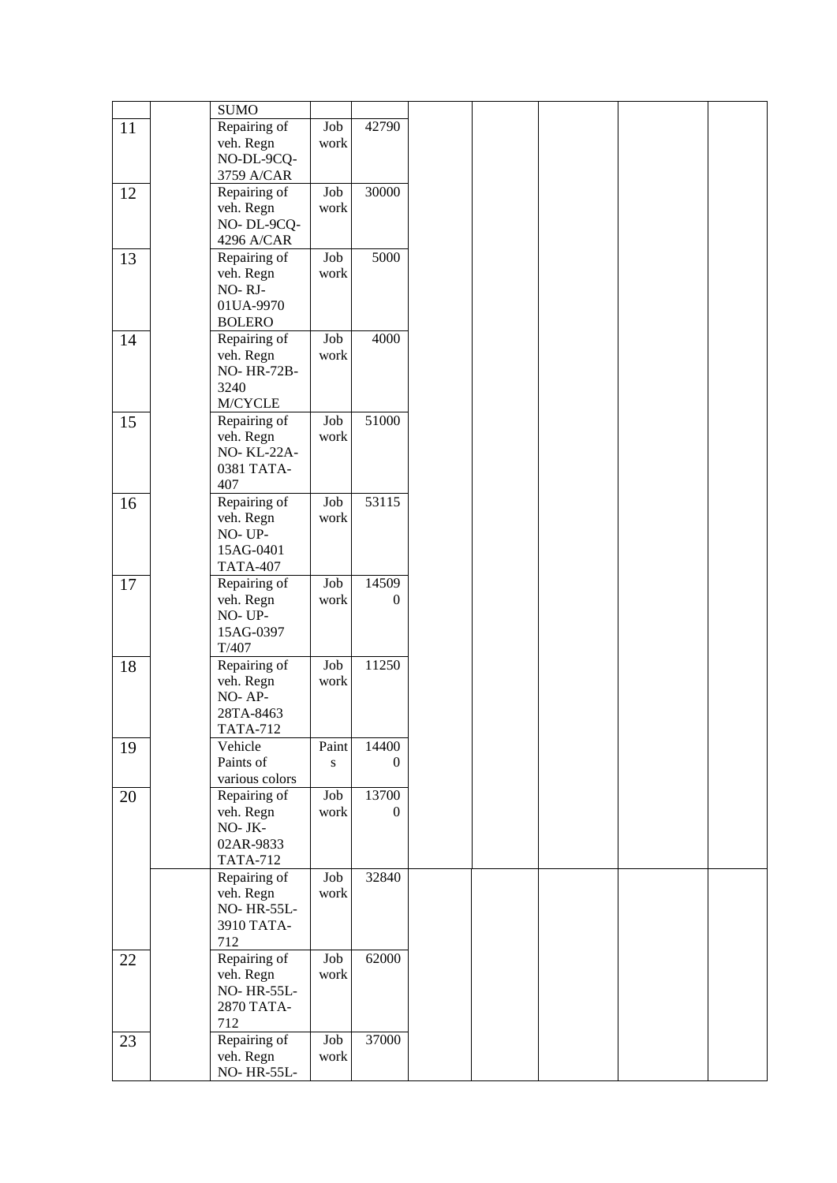| | | | | | | | | | |
|---|---|---|---|---|---|---|---|---|---|
| | | SUMO | | | | | | | |
| 11 | | Repairing of veh. Regn NO-DL-9CQ-3759 A/CAR | Job work | 42790 | | | | | |
| 12 | | Repairing of veh. Regn NO- DL-9CQ-4296 A/CAR | Job work | 30000 | | | | | |
| 13 | | Repairing of veh. Regn NO- RJ-01UA-9970 BOLERO | Job work | 5000 | | | | | |
| 14 | | Repairing of veh. Regn NO- HR-72B-3240 M/CYCLE | Job work | 4000 | | | | | |
| 15 | | Repairing of veh. Regn NO- KL-22A-0381 TATA-407 | Job work | 51000 | | | | | |
| 16 | | Repairing of veh. Regn NO- UP-15AG-0401 TATA-407 | Job work | 53115 | | | | | |
| 17 | | Repairing of veh. Regn NO- UP-15AG-0397 T/407 | Job work | 145090 | | | | | |
| 18 | | Repairing of veh. Regn NO- AP-28TA-8463 TATA-712 | Job work | 11250 | | | | | |
| 19 | | Vehicle Paints of various colors | Paints | 144000 | | | | | |
| 20 | | Repairing of veh. Regn NO- JK-02AR-9833 TATA-712 | Job work | 137000 | | | | | |
| | | Repairing of veh. Regn NO- HR-55L-3910 TATA-712 | Job work | 32840 | | | | | |
| 22 | | Repairing of veh. Regn NO- HR-55L-2870 TATA-712 | Job work | 62000 | | | | | |
| 23 | | Repairing of veh. Regn NO- HR-55L- | Job work | 37000 | | | | | |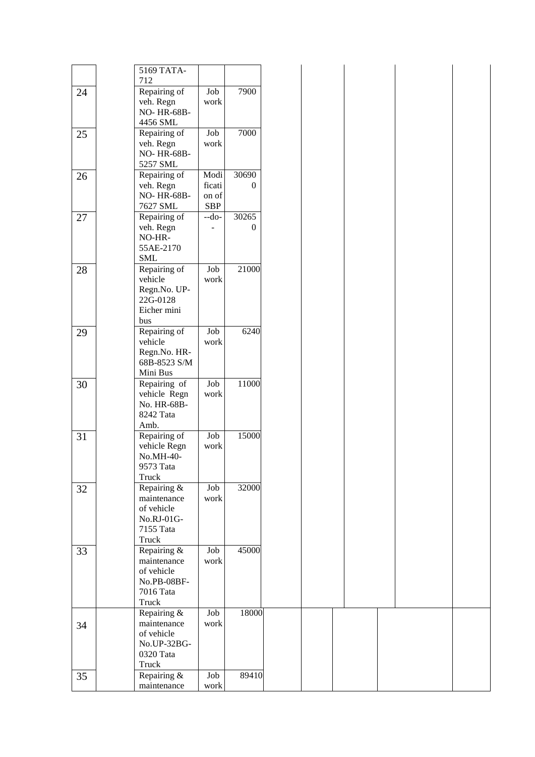| | | | | | | | | | |
|---|---|---|---|---|---|---|---|---|---|
| | | 5169 TATA-712 | | | | | | | |
| 24 | | Repairing of veh. Regn NO- HR-68B-4456 SML | Job work | 7900 | | | | | |
| 25 | | Repairing of veh. Regn NO- HR-68B-5257 SML | Job work | 7000 | | | | | |
| 26 | | Repairing of veh. Regn NO- HR-68B-7627 SML | Modification of SBP | 306900 | | | | | |
| 27 | | Repairing of veh. Regn NO-HR-55AE-2170 SML | --do-- | 302650 | | | | | |
| 28 | | Repairing of vehicle Regn.No. UP-22G-0128 Eicher mini bus | Job work | 21000 | | | | | |
| 29 | | Repairing of vehicle Regn.No. HR-68B-8523 S/M Mini Bus | Job work | 6240 | | | | | |
| 30 | | Repairing of vehicle Regn No. HR-68B-8242 Tata Amb. | Job work | 11000 | | | | | |
| 31 | | Repairing of vehicle Regn No.MH-40-9573 Tata Truck | Job work | 15000 | | | | | |
| 32 | | Repairing & maintenance of vehicle No.RJ-01G-7155 Tata Truck | Job work | 32000 | | | | | |
| 33 | | Repairing & maintenance of vehicle No.PB-08BF-7016 Tata Truck | Job work | 45000 | | | | | |
| 34 | | Repairing & maintenance of vehicle No.UP-32BG-0320 Tata Truck | Job work | 18000 | | | | | |
| 35 | | Repairing & maintenance | Job work | 89410 | | | | | |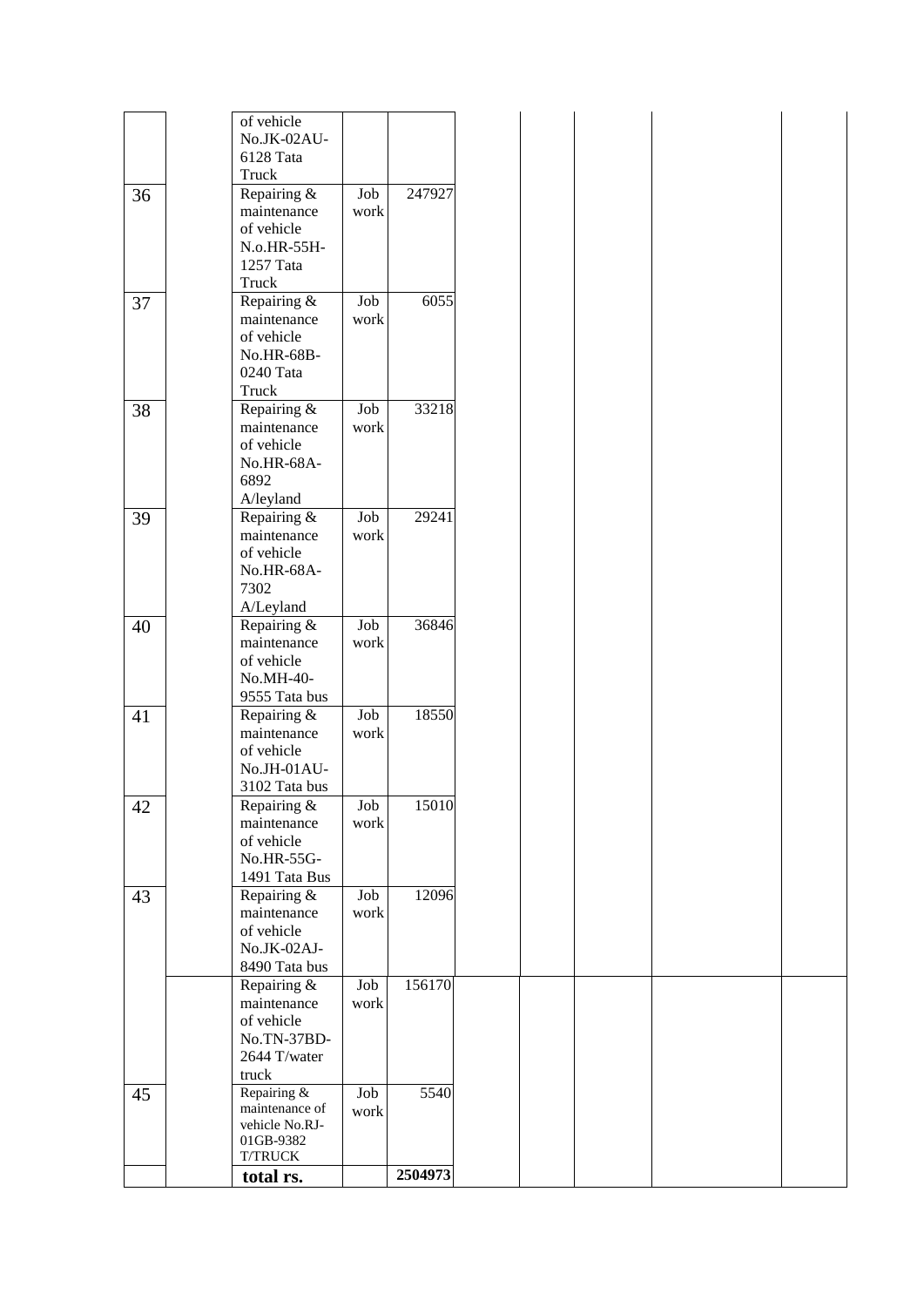| | | | | | | | | | |
|---|---|---|---|---|---|---|---|---|---|
| | | of vehicle No.JK-02AU-6128 Tata Truck | | | | | | | |
| 36 | | Repairing & maintenance of vehicle N.o.HR-55H-1257 Tata Truck | Job work | 247927 | | | | | |
| 37 | | Repairing & maintenance of vehicle No.HR-68B-0240 Tata Truck | Job work | 6055 | | | | | |
| 38 | | Repairing & maintenance of vehicle No.HR-68A-6892 A/leyland | Job work | 33218 | | | | | |
| 39 | | Repairing & maintenance of vehicle No.HR-68A-7302 A/Leyland | Job work | 29241 | | | | | |
| 40 | | Repairing & maintenance of vehicle No.MH-40-9555 Tata bus | Job work | 36846 | | | | | |
| 41 | | Repairing & maintenance of vehicle No.JH-01AU-3102 Tata bus | Job work | 18550 | | | | | |
| 42 | | Repairing & maintenance of vehicle No.HR-55G-1491 Tata Bus | Job work | 15010 | | | | | |
| 43 | | Repairing & maintenance of vehicle No.JK-02AJ-8490 Tata bus | Job work | 12096 | | | | | |
| | | Repairing & maintenance of vehicle No.TN-37BD-2644 T/water truck | Job work | 156170 | | | | | |
| 45 | | Repairing & maintenance of vehicle No.RJ-01GB-9382 T/TRUCK | Job work | 5540 | | | | | |
| | | **total rs.** | | **2504973** | | | | | |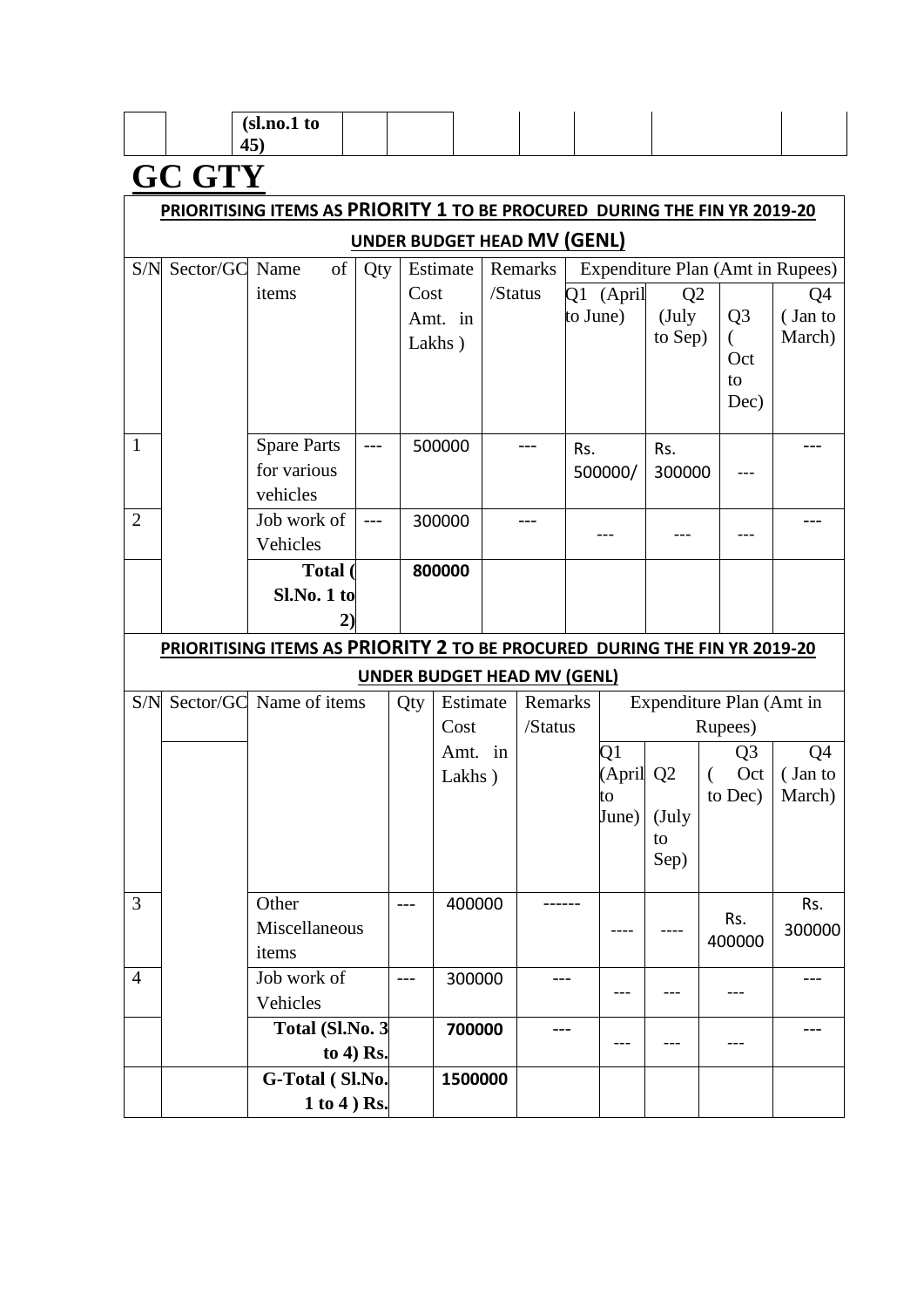| | | (sl.no.1 to 45) | | | | | | | |
|---|---|---|---|---|---|---|---|---|---|

# GC GTY

**PRIORITISING ITEMS AS PRIORITY 1 TO BE PROCURED DURING THE FIN YR 2019-20 UNDER BUDGET HEAD MV (GENL)**

| S/N | Sector/GC | Name of items | Qty | Estimate Cost Amt. in Lakhs ) | Remarks /Status | Expenditure Plan (Amt in Rupees) | | | |
|---|---|---|---|---|---|---|---|---|---|
| | | | | | | Q1 (April to June) | Q2 (July to Sep) | Q3 ( Oct to Dec) | Q4 ( Jan to March) |
| 1 | | Spare Parts for various vehicles | --- | 500000 | --- | Rs. 500000/ | Rs. 300000 | --- | --- |
| 2 | | Job work of Vehicles | --- | 300000 | --- | --- | --- | --- | --- |
| | | **Total ( Sl.No. 1 to 2)** | | **800000** | | | | | |

**PRIORITISING ITEMS AS PRIORITY 2 TO BE PROCURED DURING THE FIN YR 2019-20 UNDER BUDGET HEAD MV (GENL)**

| S/N | Sector/GC | Name of items | Qty | Estimate Cost Amt. in Lakhs ) | Remarks /Status | Expenditure Plan (Amt in Rupees) | | | |
|---|---|---|---|---|---|---|---|---|---|
| | | | | | | Q1 (April to June) | Q2 (July to Sep) | Q3 ( Oct to Dec) | Q4 ( Jan to March) |
| 3 | | Other Miscellaneous items | --- | 400000 | ------ | ---- | ---- | Rs. 400000 | Rs. 300000 |
| 4 | | Job work of Vehicles | --- | 300000 | --- | --- | --- | --- | --- |
| | | **Total (Sl.No. 3 to 4) Rs.** | | **700000** | --- | --- | --- | --- | --- |
| | | **G-Total ( Sl.No. 1 to 4 ) Rs.** | | **1500000** | | | | | |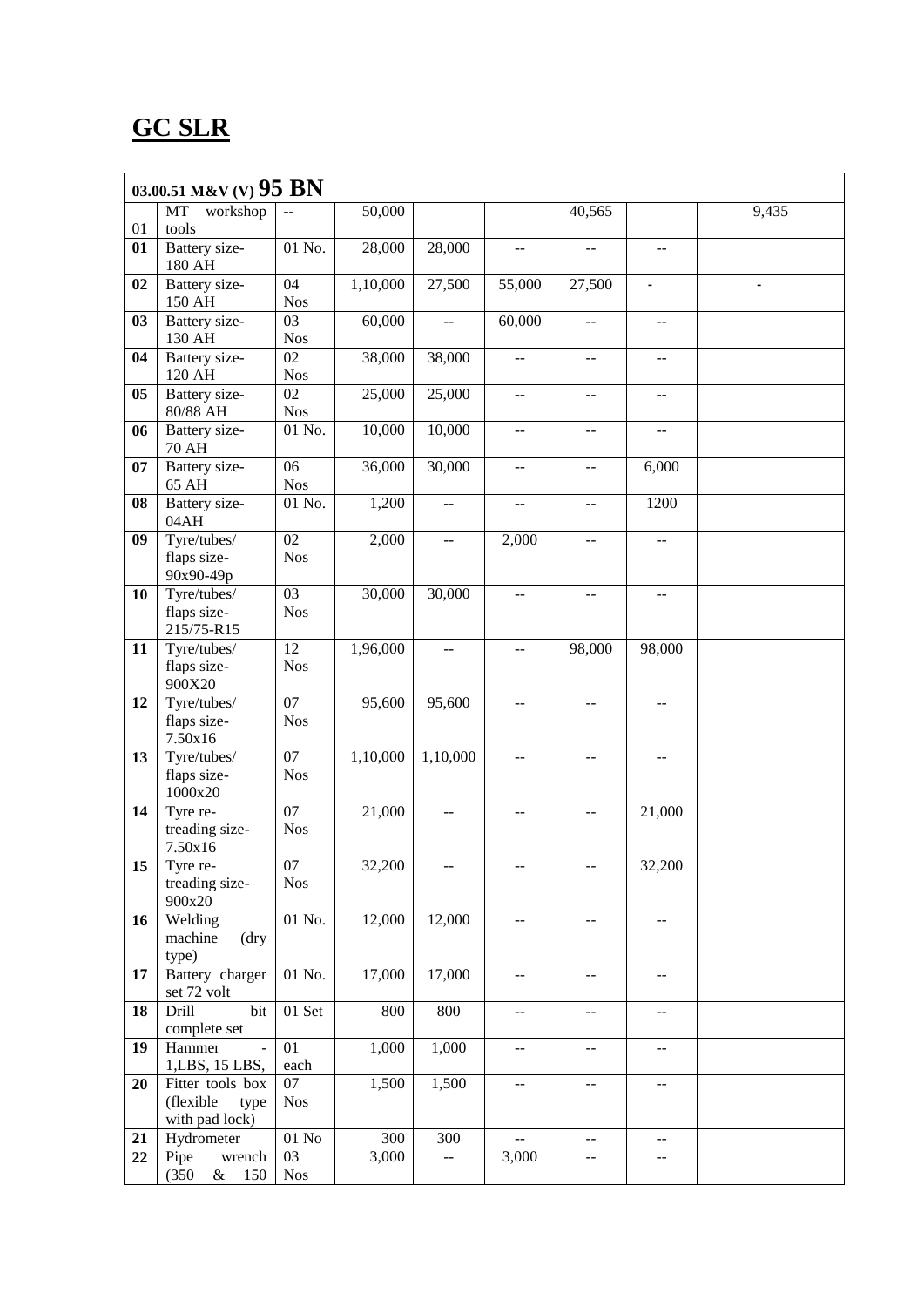# GC SLR

| 03.00.51 M&V (V) **95 BN** | | | | | | | | |
|---|---|---|---|---|---|---|---|---|
| 01 | MT workshop tools | -- | 50,000 | | | 40,565 | | 9,435 |
| **01** | Battery size- 180 AH | 01 No. | 28,000 | 28,000 | -- | -- | -- | |
| **02** | Battery size- 150 AH | 04 Nos | 1,10,000 | 27,500 | 55,000 | 27,500 | - | - |
| **03** | Battery size- 130 AH | 03 Nos | 60,000 | -- | 60,000 | -- | -- | |
| **04** | Battery size- 120 AH | 02 Nos | 38,000 | 38,000 | -- | -- | -- | |
| **05** | Battery size- 80/88 AH | 02 Nos | 25,000 | 25,000 | -- | -- | -- | |
| **06** | Battery size- 70 AH | 01 No. | 10,000 | 10,000 | -- | -- | -- | |
| **07** | Battery size- 65 AH | 06 Nos | 36,000 | 30,000 | -- | -- | 6,000 | |
| **08** | Battery size- 04AH | 01 No. | 1,200 | -- | -- | -- | 1200 | |
| **09** | Tyre/tubes/ flaps size- 90x90-49p | 02 Nos | 2,000 | -- | 2,000 | -- | -- | |
| **10** | Tyre/tubes/ flaps size- 215/75-R15 | 03 Nos | 30,000 | 30,000 | -- | -- | -- | |
| **11** | Tyre/tubes/ flaps size- 900X20 | 12 Nos | 1,96,000 | -- | -- | 98,000 | 98,000 | |
| **12** | Tyre/tubes/ flaps size- 7.50x16 | 07 Nos | 95,600 | 95,600 | -- | -- | -- | |
| **13** | Tyre/tubes/ flaps size- 1000x20 | 07 Nos | 1,10,000 | 1,10,000 | -- | -- | -- | |
| **14** | Tyre re-treading size- 7.50x16 | 07 Nos | 21,000 | -- | -- | -- | 21,000 | |
| **15** | Tyre re-treading size- 900x20 | 07 Nos | 32,200 | -- | -- | -- | 32,200 | |
| **16** | Welding machine (dry type) | 01 No. | 12,000 | 12,000 | -- | -- | -- | |
| **17** | Battery charger set 72 volt | 01 No. | 17,000 | 17,000 | -- | -- | -- | |
| **18** | Drill bit complete set | 01 Set | 800 | 800 | -- | -- | -- | |
| **19** | Hammer - 1,LBS, 15 LBS, | 01 each | 1,000 | 1,000 | -- | -- | -- | |
| **20** | Fitter tools box (flexible type with pad lock) | 07 Nos | 1,500 | 1,500 | -- | -- | -- | |
| **21** | Hydrometer | 01 No | 300 | 300 | -- | -- | -- | |
| **22** | Pipe wrench (350 & 150 | 03 Nos | 3,000 | -- | 3,000 | -- | -- | |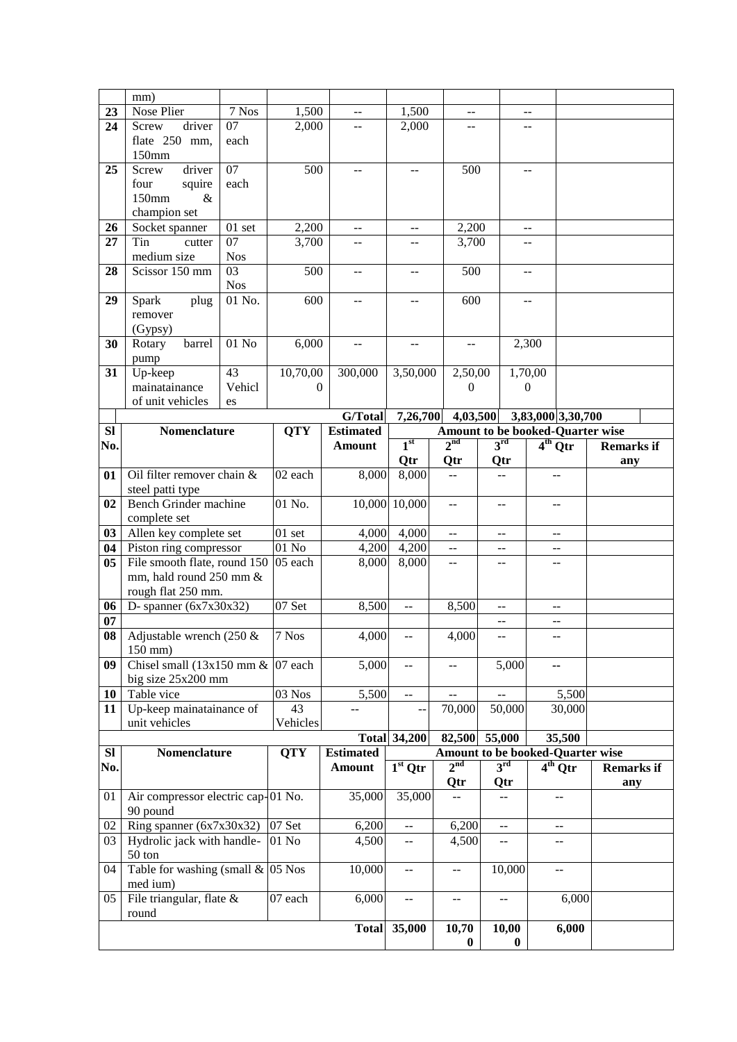| | mm) | | | | | | | | |
|---|---|---|---|---|---|---|---|---|---|
| 23 | Nose Plier | 7 Nos | 1,500 | -- | 1,500 | -- | -- | | |
| 24 | Screw driver flate 250 mm, 150mm | 07 each | 2,000 | -- | 2,000 | -- | -- | | |
| 25 | Screw driver four squire 150mm & champion set | 07 each | 500 | -- | -- | 500 | -- | | |
| 26 | Socket spanner | 01 set | 2,200 | -- | -- | 2,200 | -- | | |
| 27 | Tin cutter medium size | 07 Nos | 3,700 | -- | -- | 3,700 | -- | | |
| 28 | Scissor 150 mm | 03 Nos | 500 | -- | -- | 500 | -- | | |
| 29 | Spark plug remover (Gypsy) | 01 No. | 600 | -- | -- | 600 | -- | | |
| 30 | Rotary barrel pump | 01 No | 6,000 | -- | -- | -- | 2,300 | | |
| 31 | Up-keep mainatainance of unit vehicles | 43 Vehicles | 10,70,000 | 300,000 | 3,50,000 | 2,50,000 | 1,70,000 | | |
| | | | | **G/Total** | **7,26,700** | **4,03,500** | **3,83,000** | **3,30,700** | |

| Sl No. | Nomenclature | QTY | Estimated Amount | Amount to be booked-Quarter wise | | | | |
|---|---|---|---|---|---|---|---|---|
| | | | | 1st Qtr | 2nd Qtr | 3rd Qtr | 4th Qtr | Remarks if any |
| 01 | Oil filter remover chain & steel patti type | 02 each | 8,000 | 8,000 | -- | -- | -- | |
| 02 | Bench Grinder machine complete set | 01 No. | 10,000 | 10,000 | -- | -- | -- | |
| 03 | Allen key complete set | 01 set | 4,000 | 4,000 | -- | -- | -- | |
| 04 | Piston ring compressor | 01 No | 4,200 | 4,200 | -- | -- | -- | |
| 05 | File smooth flate, round 150 mm, hald round 250 mm & rough flat 250 mm. | 05 each | 8,000 | 8,000 | -- | -- | -- | |
| 06 | D- spanner (6x7x30x32) | 07 Set | 8,500 | -- | 8,500 | -- | -- | |
| 07 | | | | | | -- | -- | |
| 08 | Adjustable wrench (250 & 150 mm) | 7 Nos | 4,000 | -- | 4,000 | -- | -- | |
| 09 | Chisel small (13x150 mm & big size 25x200 mm | 07 each | 5,000 | -- | -- | 5,000 | -- | |
| 10 | Table vice | 03 Nos | 5,500 | -- | -- | -- | 5,500 | |
| 11 | Up-keep mainatainance of unit vehicles | 43 Vehicles | -- | -- | 70,000 | 50,000 | 30,000 | |
| | | | **Total** | **34,200** | **82,500** | **55,000** | **35,500** | |

| Sl No. | Nomenclature | QTY | Estimated Amount | Amount to be booked-Quarter wise | | | | |
|---|---|---|---|---|---|---|---|---|
| | | | | 1st Qtr | 2nd Qtr | 3rd Qtr | 4th Qtr | Remarks if any |
| 01 | Air compressor electric cap-90 pound | 01 No. | 35,000 | 35,000 | -- | -- | -- | |
| 02 | Ring spanner (6x7x30x32) | 07 Set | 6,200 | -- | 6,200 | -- | -- | |
| 03 | Hydrolic jack with handle-50 ton | 01 No | 4,500 | -- | 4,500 | -- | -- | |
| 04 | Table for washing (small & med ium) | 05 Nos | 10,000 | -- | -- | 10,000 | -- | |
| 05 | File triangular, flate & round | 07 each | 6,000 | -- | -- | -- | 6,000 | |
| | | | **Total** | **35,000** | **10,700** | **10,000** | **6,000** | |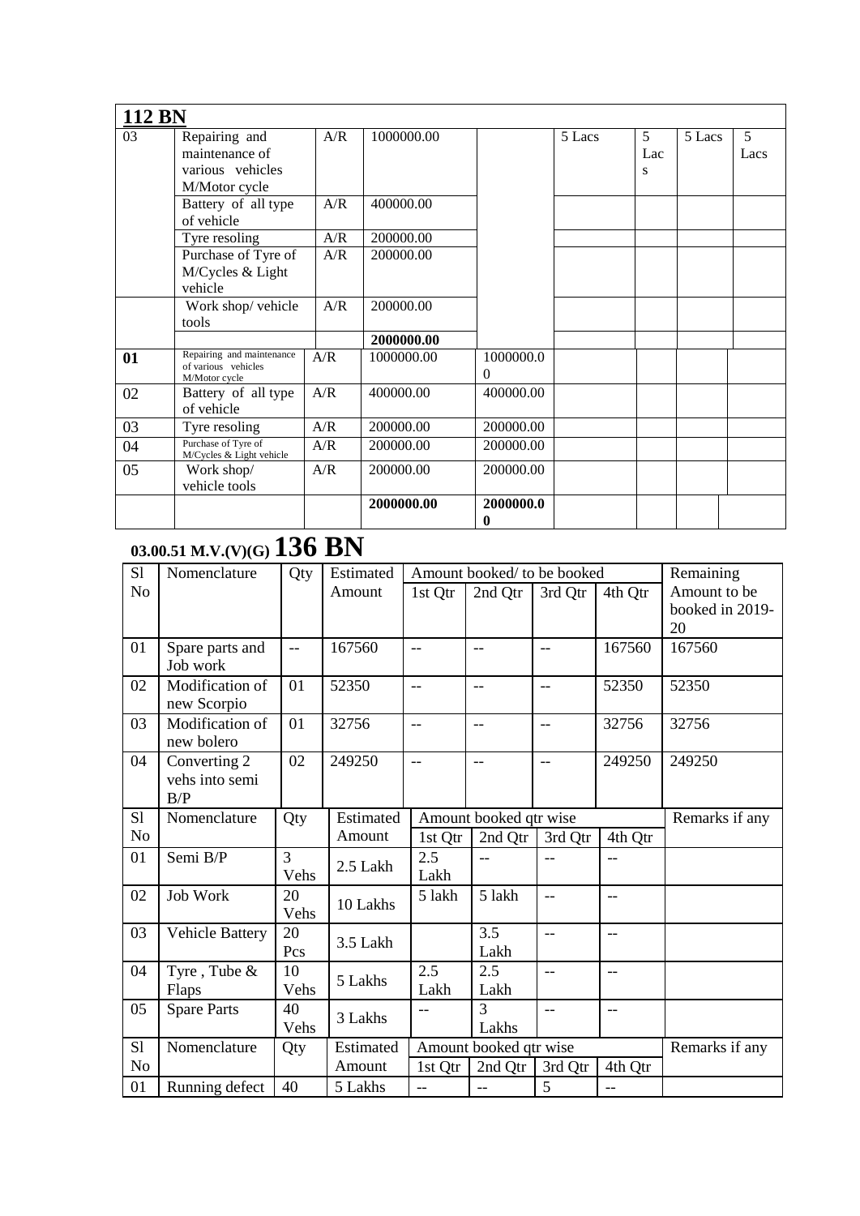## 112 BN

| | | | | | | | | |
|---|---|---|---|---|---|---|---|---|
| 03 | Repairing and maintenance of various vehicles M/Motor cycle | A/R | 1000000.00 | | 5 Lacs | 5 Lacs | 5 Lacs | 5 Lacs |
| | Battery of all type of vehicle | A/R | 400000.00 | | | | | |
| | Tyre resoling | A/R | 200000.00 | | | | | |
| | Purchase of Tyre of M/Cycles & Light vehicle | A/R | 200000.00 | | | | | |
| | Work shop/ vehicle tools | A/R | 200000.00 | | | | | |
| | | | **2000000.00** | | | | | |
| **01** | Repairing and maintenance of various vehicles M/Motor cycle | A/R | 1000000.00 | 1000000.00 | | | | |
| 02 | Battery of all type of vehicle | A/R | 400000.00 | 400000.00 | | | | |
| 03 | Tyre resoling | A/R | 200000.00 | 200000.00 | | | | |
| 04 | Purchase of Tyre of M/Cycles & Light vehicle | A/R | 200000.00 | 200000.00 | | | | |
| 05 | Work shop/ vehicle tools | A/R | 200000.00 | 200000.00 | | | | |
| | | | **2000000.00** | **2000000.00** | | | | |

## 03.00.51 M.V.(V)(G) 136 BN

| Sl No | Nomenclature | Qty | Estimated Amount | Amount booked/ to be booked | | | | Remaining Amount to be booked in 2019-20 |
|---|---|---|---|---|---|---|---|---|
| | | | | 1st Qtr | 2nd Qtr | 3rd Qtr | 4th Qtr | |
| 01 | Spare parts and Job work | -- | 167560 | -- | -- | -- | 167560 | 167560 |
| 02 | Modification of new Scorpio | 01 | 52350 | -- | -- | -- | 52350 | 52350 |
| 03 | Modification of new bolero | 01 | 32756 | -- | -- | -- | 32756 | 32756 |
| 04 | Converting 2 vehs into semi B/P | 02 | 249250 | -- | -- | -- | 249250 | 249250 |

| Sl No | Nomenclature | Qty | Estimated Amount | Amount booked qtr wise | | | | Remarks if any |
|---|---|---|---|---|---|---|---|---|
| | | | | 1st Qtr | 2nd Qtr | 3rd Qtr | 4th Qtr | |
| 01 | Semi B/P | 3 Vehs | 2.5 Lakh | 2.5 Lakh | -- | -- | -- | |
| 02 | Job Work | 20 Vehs | 10 Lakhs | 5 lakh | 5 lakh | -- | -- | |
| 03 | Vehicle Battery | 20 Pcs | 3.5 Lakh | | 3.5 Lakh | -- | -- | |
| 04 | Tyre , Tube & Flaps | 10 Vehs | 5 Lakhs | 2.5 Lakh | 2.5 Lakh | -- | -- | |
| 05 | Spare Parts | 40 Vehs | 3 Lakhs | -- | 3 Lakhs | -- | -- | |

| Sl No | Nomenclature | Qty | Estimated Amount | Amount booked qtr wise | | | | Remarks if any |
|---|---|---|---|---|---|---|---|---|
| | | | | 1st Qtr | 2nd Qtr | 3rd Qtr | 4th Qtr | |
| 01 | Running defect | 40 | 5 Lakhs | -- | -- | 5 | -- | |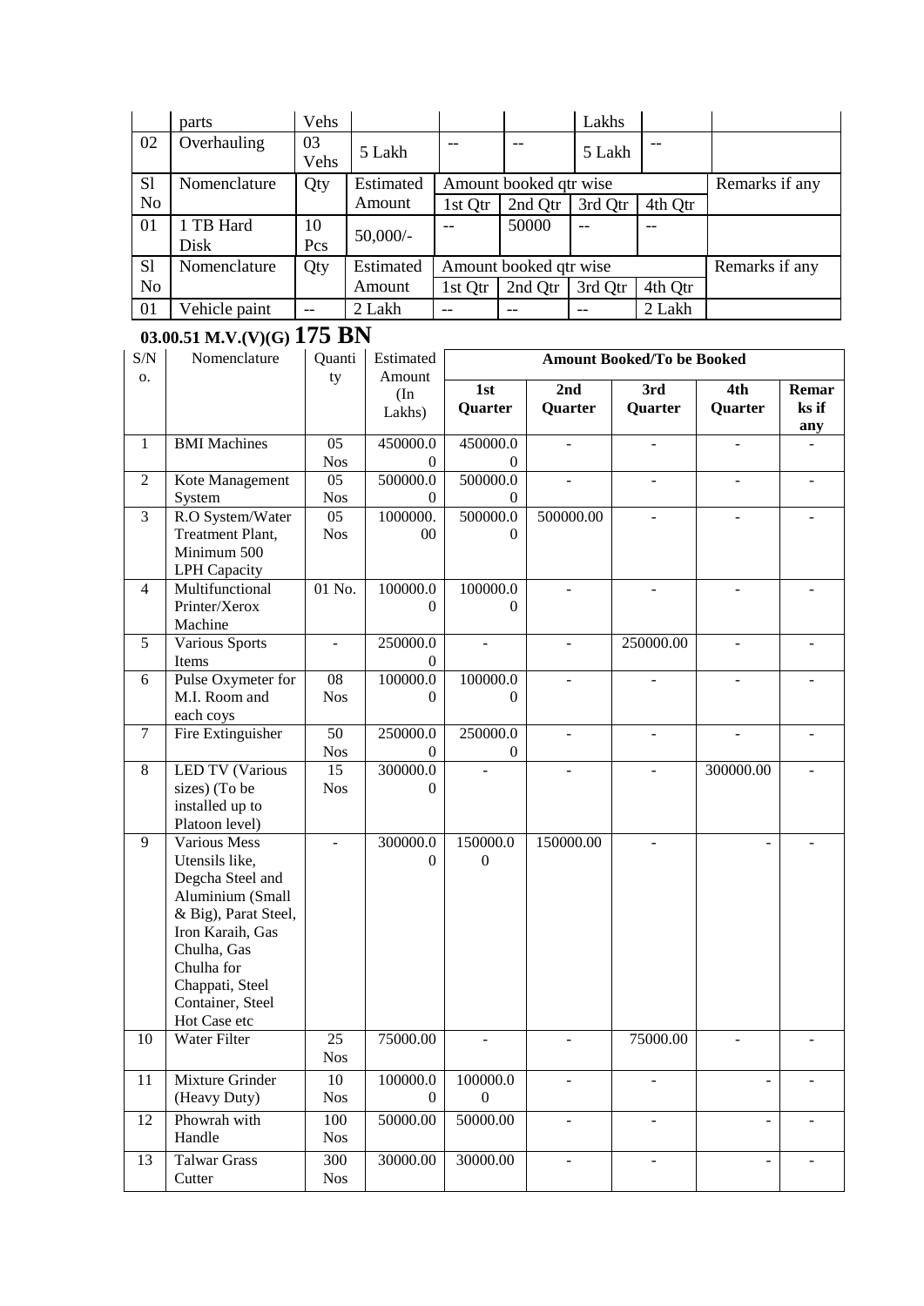| | parts | Vehs | | | | Lakhs | | |
|---|---|---|---|---|---|---|---|---|
| 02 | Overhauling | 03 Vehs | 5 Lakh | -- | -- | 5 Lakh | -- | |

| Sl No | Nomenclature | Qty | Estimated Amount | Amount booked qtr wise | | | | Remarks if any |
|---|---|---|---|---|---|---|---|---|
| | | | | 1st Qtr | 2nd Qtr | 3rd Qtr | 4th Qtr | |
| 01 | 1 TB Hard Disk | 10 Pcs | 50,000/- | -- | 50000 | -- | -- | |

| Sl No | Nomenclature | Qty | Estimated Amount | Amount booked qtr wise | | | | Remarks if any |
|---|---|---|---|---|---|---|---|---|
| | | | | 1st Qtr | 2nd Qtr | 3rd Qtr | 4th Qtr | |
| 01 | Vehicle paint | -- | 2 Lakh | -- | -- | -- | 2 Lakh | |

### 03.00.51 M.V.(V)(G) 175 BN

| S/No. | Nomenclature | Quantity | Estimated Amount (In Lakhs) | Amount Booked/To be Booked | | | | |
|---|---|---|---|---|---|---|---|---|
| | | | | 1st Quarter | 2nd Quarter | 3rd Quarter | 4th Quarter | Remarks if any |
| 1 | BMI Machines | 05 Nos | 450000.00 | 450000.00 | - | - | - | - |
| 2 | Kote Management System | 05 Nos | 500000.00 | 500000.00 | - | - | - | - |
| 3 | R.O System/Water Treatment Plant, Minimum 500 LPH Capacity | 05 Nos | 1000000.00 | 500000.00 | 500000.00 | - | - | - |
| 4 | Multifunctional Printer/Xerox Machine | 01 No. | 100000.00 | 100000.00 | - | - | - | - |
| 5 | Various Sports Items | - | 250000.00 | - | - | 250000.00 | - | - |
| 6 | Pulse Oxymeter for M.I. Room and each coys | 08 Nos | 100000.00 | 100000.00 | - | - | - | - |
| 7 | Fire Extinguisher | 50 Nos | 250000.00 | 250000.00 | - | - | - | - |
| 8 | LED TV (Various sizes) (To be installed up to Platoon level) | 15 Nos | 300000.00 | - | - | - | 300000.00 | - |
| 9 | Various Mess Utensils like, Degcha Steel and Aluminium (Small & Big), Parat Steel, Iron Karaih, Gas Chulha, Gas Chulha for Chappati, Steel Container, Steel Hot Case etc | - | 300000.00 | 150000.00 | 150000.00 | - | - | - |
| 10 | Water Filter | 25 Nos | 75000.00 | - | - | 75000.00 | - | - |
| 11 | Mixture Grinder (Heavy Duty) | 10 Nos | 100000.00 | 100000.00 | - | - | - | - |
| 12 | Phowrah with Handle | 100 Nos | 50000.00 | 50000.00 | - | - | - | - |
| 13 | Talwar Grass Cutter | 300 Nos | 30000.00 | 30000.00 | - | - | - | - |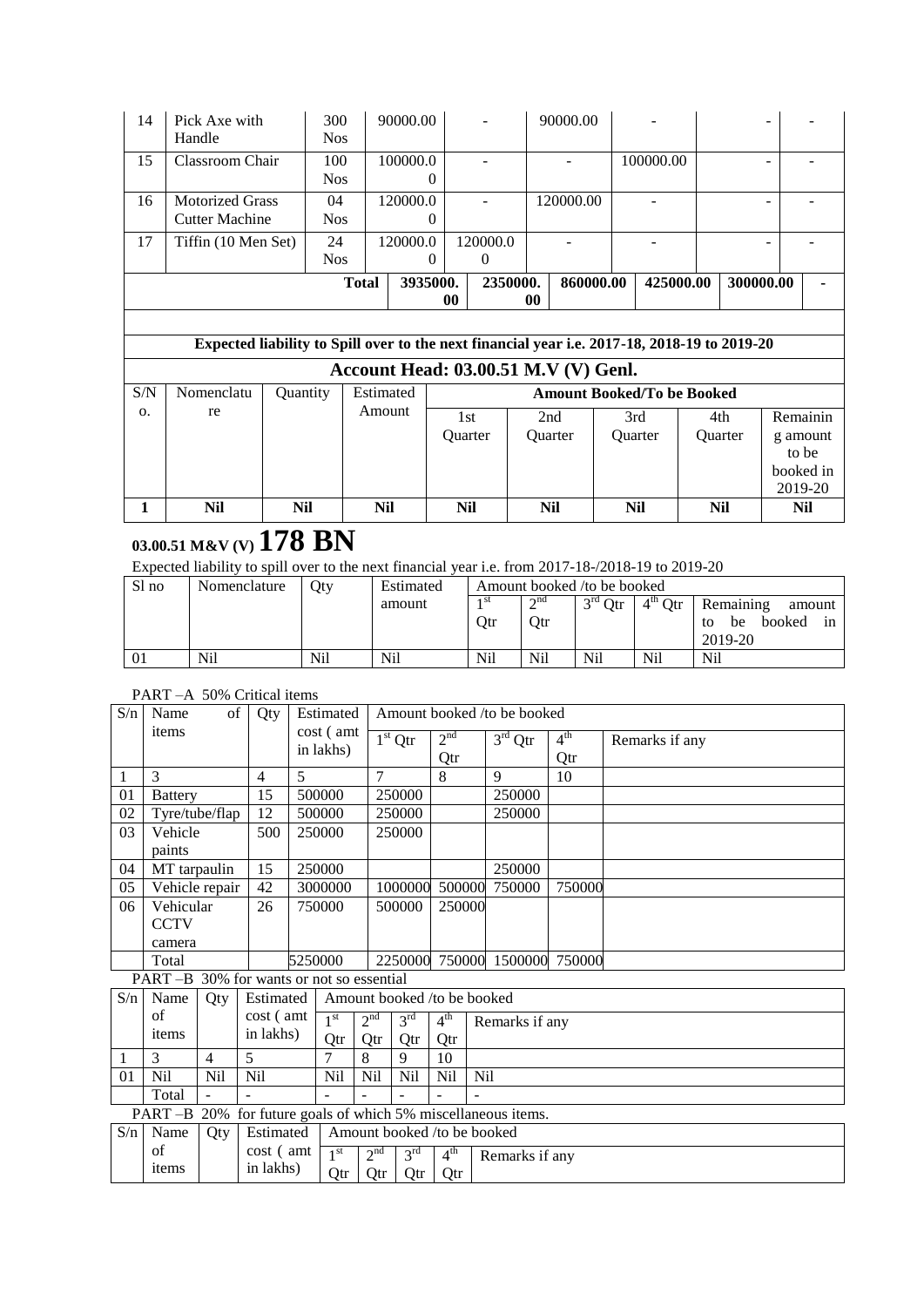| 14 | Pick Axe with Handle | 300 Nos | 90000.00 | - | 90000.00 | - | - | - |
|---|---|---|---|---|---|---|---|---|
| 15 | Classroom Chair | 100 Nos | 100000.00 | - | - | 100000.00 | - | - |
| 16 | Motorized Grass Cutter Machine | 04 Nos | 120000.00 | - | 120000.00 | - | - | - |
| 17 | Tiffin (10 Men Set) | 24 Nos | 120000.00 | 120000.00 | - | - | - | - |
| | | **Total** | **3935000.00** | **2350000.00** | **860000.00** | **425000.00** | **300000.00** | **-** |

**Expected liability to Spill over to the next financial year i.e. 2017-18, 2018-19 to 2019-20**

**Account Head: 03.00.51 M.V (V) Genl.**

| S/No. | Nomenclature | Quantity | Estimated Amount | Amount Booked/To be Booked | | | | |
|---|---|---|---|---|---|---|---|---|
| | | | | 1st Quarter | 2nd Quarter | 3rd Quarter | 4th Quarter | Remaining amount to be booked in 2019-20 |
| **1** | **Nil** | **Nil** | **Nil** | **Nil** | **Nil** | **Nil** | **Nil** | **Nil** |

# **03.00.51 M&V (V) 178 BN**

Expected liability to spill over to the next financial year i.e. from 2017-18-/2018-19 to 2019-20

| Sl no | Nomenclature | Qty | Estimated amount | Amount booked /to be booked | | | | |
|---|---|---|---|---|---|---|---|---|
| | | | | 1st Qtr | 2nd Qtr | 3rd Qtr | 4th Qtr | Remaining amount to be booked in 2019-20 |
| 01 | Nil | Nil | Nil | Nil | Nil | Nil | Nil | Nil |

PART –A 50% Critical items

| S/n | Name of items | Qty | Estimated cost ( amt in lakhs) | Amount booked /to be booked | | | | |
|---|---|---|---|---|---|---|---|---|
| | | | | 1st Qtr | 2nd Qtr | 3rd Qtr | 4th Qtr | Remarks if any |
| 1 | 3 | 4 | 5 | 7 | 8 | 9 | 10 | |
| 01 | Battery | 15 | 500000 | 250000 | | 250000 | | |
| 02 | Tyre/tube/flap | 12 | 500000 | 250000 | | 250000 | | |
| 03 | Vehicle paints | 500 | 250000 | 250000 | | | | |
| 04 | MT tarpaulin | 15 | 250000 | | | 250000 | | |
| 05 | Vehicle repair | 42 | 3000000 | 1000000 | 500000 | 750000 | 750000 | |
| 06 | Vehicular CCTV camera | 26 | 750000 | 500000 | 250000 | | | |
| | Total | | 5250000 | 2250000 | 750000 | 1500000 | 750000 | |

PART –B 30% for wants or not so essential

| S/n | Name of items | Qty | Estimated cost ( amt in lakhs) | Amount booked /to be booked | | | | |
|---|---|---|---|---|---|---|---|---|
| | | | | 1st Qtr | 2nd Qtr | 3rd Qtr | 4th Qtr | Remarks if any |
| 1 | 3 | 4 | 5 | 7 | 8 | 9 | 10 | |
| 01 | Nil | Nil | Nil | Nil | Nil | Nil | Nil | Nil |
| | Total | - | - | - | - | - | - | - |

PART –B 20% for future goals of which 5% miscellaneous items.

| S/n | Name of items | Qty | Estimated cost ( amt in lakhs) | Amount booked /to be booked | | | | |
|---|---|---|---|---|---|---|---|---|
| | | | | 1st Qtr | 2nd Qtr | 3rd Qtr | 4th Qtr | Remarks if any |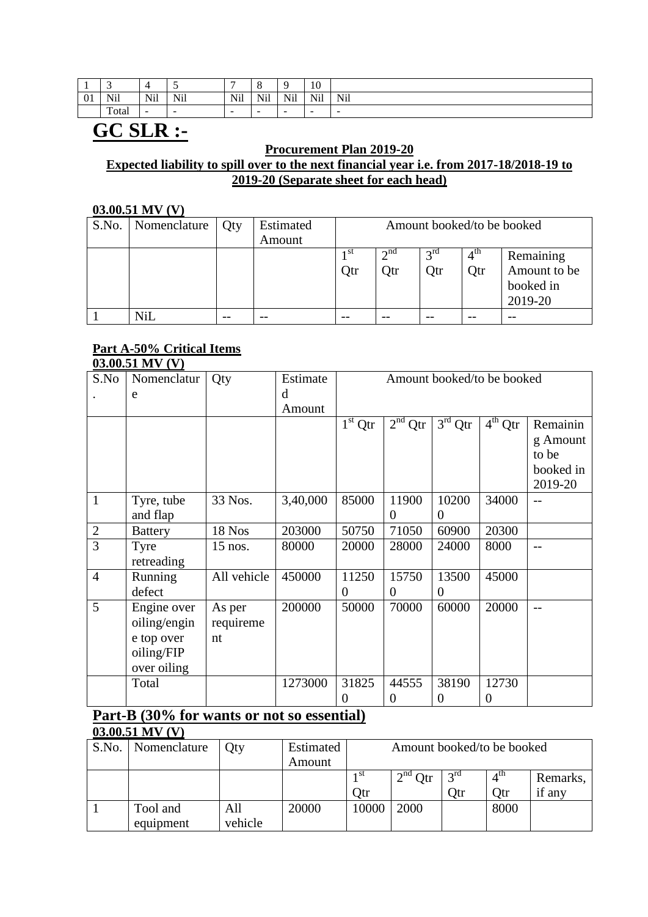| 1 | 3 | 4 | 5 | 7 | 8 | 9 | 10 | |
|---|---|---|---|---|---|---|---|---|
| 01 | Nil | Nil | Nil | Nil | Nil | Nil | Nil | Nil |
| | Total | - | - | - | - | - | - | - |

# GC SLR :-

**Procurement Plan 2019-20**

**Expected liability to spill over to the next financial year i.e. from 2017-18/2018-19 to 2019-20 (Separate sheet for each head)**

**03.00.51 MV (V)**

| S.No. | Nomenclature | Qty | Estimated Amount | Amount booked/to be booked | | | | |
|---|---|---|---|---|---|---|---|---|
| | | | | 1st Qtr | 2nd Qtr | 3rd Qtr | 4th Qtr | Remaining Amount to be booked in 2019-20 |
| 1 | NiL | -- | -- | -- | -- | -- | -- | -- |

**Part A-50% Critical Items**

**03.00.51 MV (V)**

| S.No. | Nomenclature | Qty | Estimated Amount | Amount booked/to be booked | | | | |
|---|---|---|---|---|---|---|---|---|
| | | | | 1st Qtr | 2nd Qtr | 3rd Qtr | 4th Qtr | Remaining Amount to be booked in 2019-20 |
| 1 | Tyre, tube and flap | 33 Nos. | 3,40,000 | 85000 | 119000 | 102000 | 34000 | -- |
| 2 | Battery | 18 Nos | 203000 | 50750 | 71050 | 60900 | 20300 | |
| 3 | Tyre retreading | 15 nos. | 80000 | 20000 | 28000 | 24000 | 8000 | -- |
| 4 | Running defect | All vehicle | 450000 | 112500 | 157500 | 135000 | 45000 | |
| 5 | Engine over oiling/engine top over oiling/FIP over oiling | As per requirement | 200000 | 50000 | 70000 | 60000 | 20000 | -- |
| | Total | | 1273000 | 318250 | 445550 | 381900 | 127300 | |

## Part-B (30% for wants or not so essential)

**03.00.51 MV (V)**

| S.No. | Nomenclature | Qty | Estimated Amount | Amount booked/to be booked | | | | |
|---|---|---|---|---|---|---|---|---|
| | | | | 1st Qtr | 2nd Qtr | 3rd Qtr | 4th Qtr | Remarks, if any |
| 1 | Tool and equipment | All vehicle | 20000 | 10000 | 2000 | | 8000 | |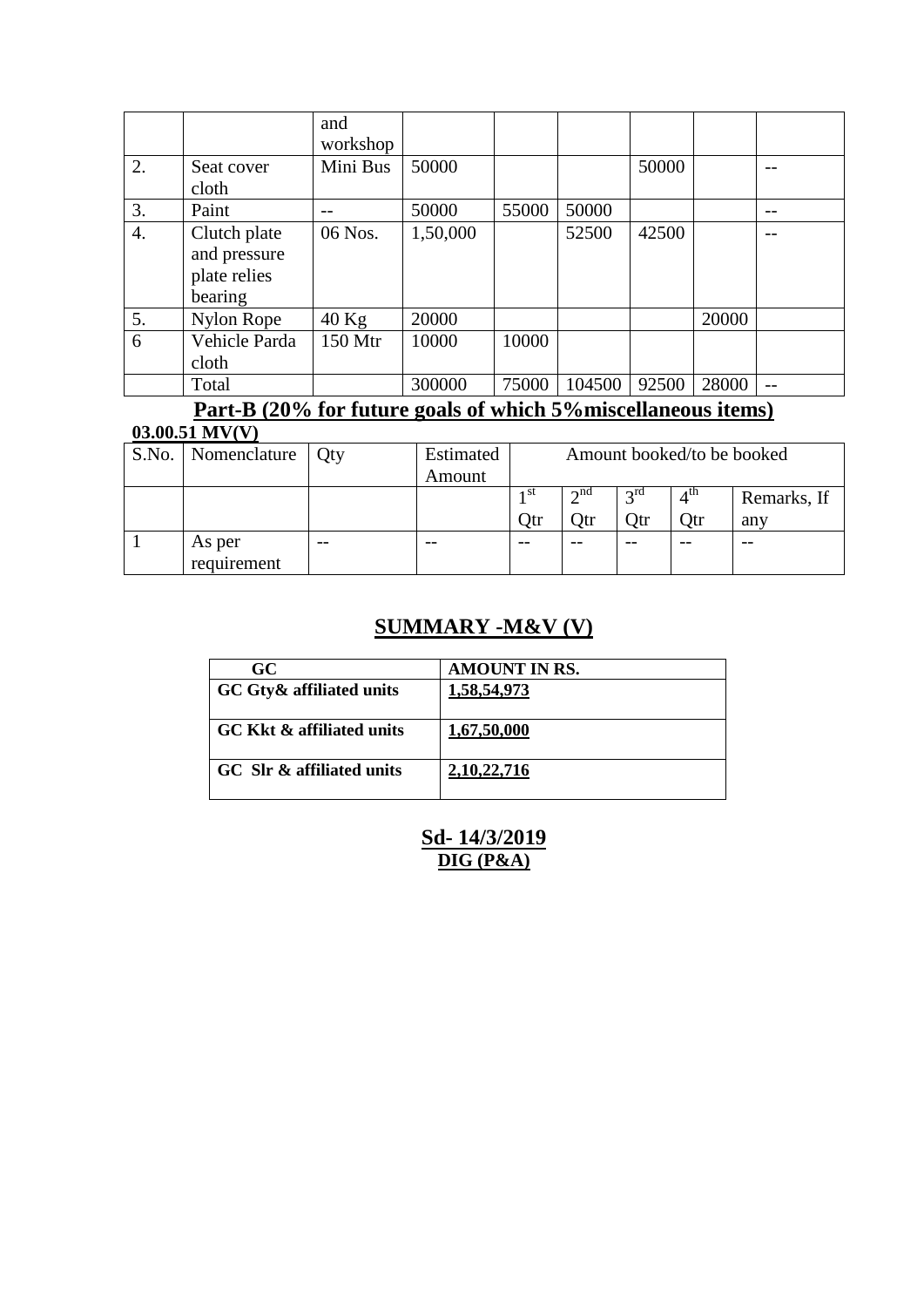| | | | | | | | | |
|---|---|---|---|---|---|---|---|---|
| | | and workshop | | | | | | |
| 2. | Seat cover cloth | Mini Bus | 50000 | | | 50000 | | -- |
| 3. | Paint | -- | 50000 | 55000 | 50000 | | | -- |
| 4. | Clutch plate and pressure plate relies bearing | 06 Nos. | 1,50,000 | | 52500 | 42500 | | -- |
| 5. | Nylon Rope | 40 Kg | 20000 | | | | 20000 | |
| 6 | Vehicle Parda cloth | 150 Mtr | 10000 | 10000 | | | | |
| | Total | | 300000 | 75000 | 104500 | 92500 | 28000 | -- |

## Part-B (20% for future goals of which 5%miscellaneous items)

**03.00.51 MV(V)**

| S.No. | Nomenclature | Qty | Estimated Amount | Amount booked/to be booked | | | | |
|---|---|---|---|---|---|---|---|---|
| | | | | 1st Qtr | 2nd Qtr | 3rd Qtr | 4th Qtr | Remarks, If any |
| 1 | As per requirement | -- | -- | -- | -- | -- | -- | -- |

## SUMMARY -M&V (V)

| GC | AMOUNT IN RS. |
|---|---|
| **GC Gty& affiliated units** | **1,58,54,973** |
| **GC Kkt & affiliated units** | **1,67,50,000** |
| **GC Slr & affiliated units** | **2,10,22,716** |

**Sd- 14/3/2019**
**DIG (P&A)**